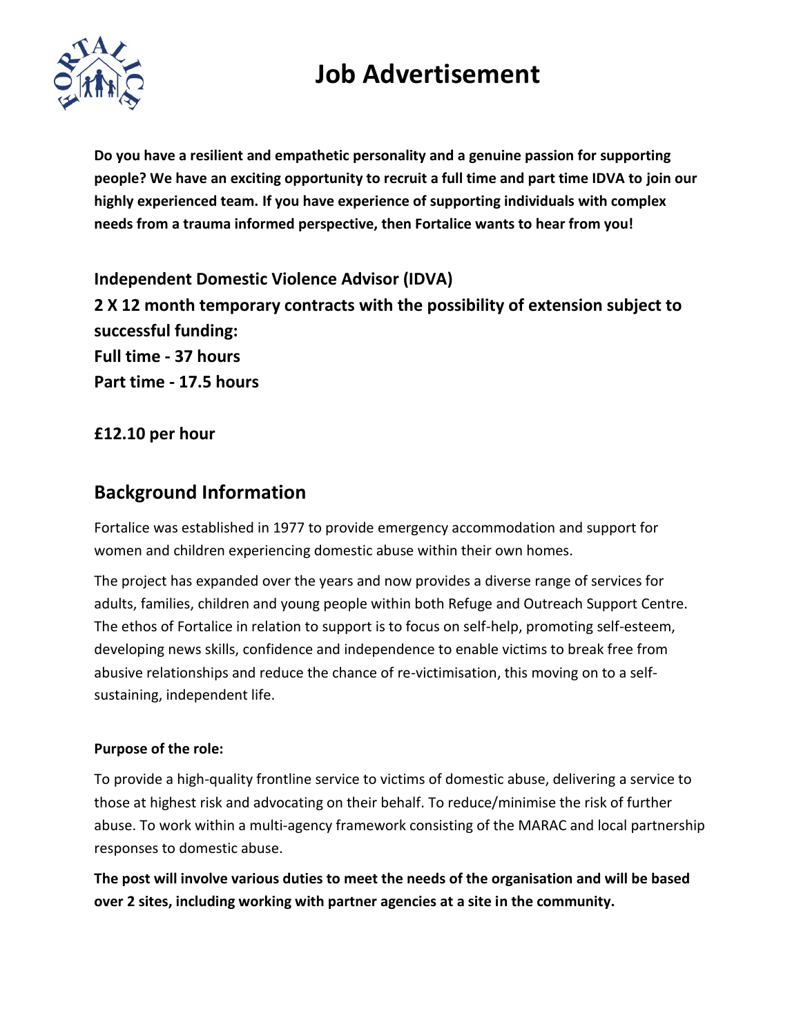# Job Advertisement

**Do you have a resilient and empathetic personality and a genuine passion for supporting people? We have an exciting opportunity to recruit a full time and part time IDVA to join our highly experienced team. If you have experience of supporting individuals with complex needs from a trauma informed perspective, then Fortalice wants to hear from you!**

**Independent Domestic Violence Advisor (IDVA)**
**2 X 12 month temporary contracts with the possibility of extension subject to successful funding:**
**Full time - 37 hours**
**Part time - 17.5 hours**

**£12.10 per hour**

## Background Information

Fortalice was established in 1977 to provide emergency accommodation and support for women and children experiencing domestic abuse within their own homes.

The project has expanded over the years and now provides a diverse range of services for adults, families, children and young people within both Refuge and Outreach Support Centre. The ethos of Fortalice in relation to support is to focus on self-help, promoting self-esteem, developing news skills, confidence and independence to enable victims to break free from abusive relationships and reduce the chance of re-victimisation, this moving on to a self-sustaining, independent life.

**Purpose of the role:**

To provide a high-quality frontline service to victims of domestic abuse, delivering a service to those at highest risk and advocating on their behalf. To reduce/minimise the risk of further abuse. To work within a multi-agency framework consisting of the MARAC and local partnership responses to domestic abuse.

**The post will involve various duties to meet the needs of the organisation and will be based over 2 sites, including working with partner agencies at a site in the community.**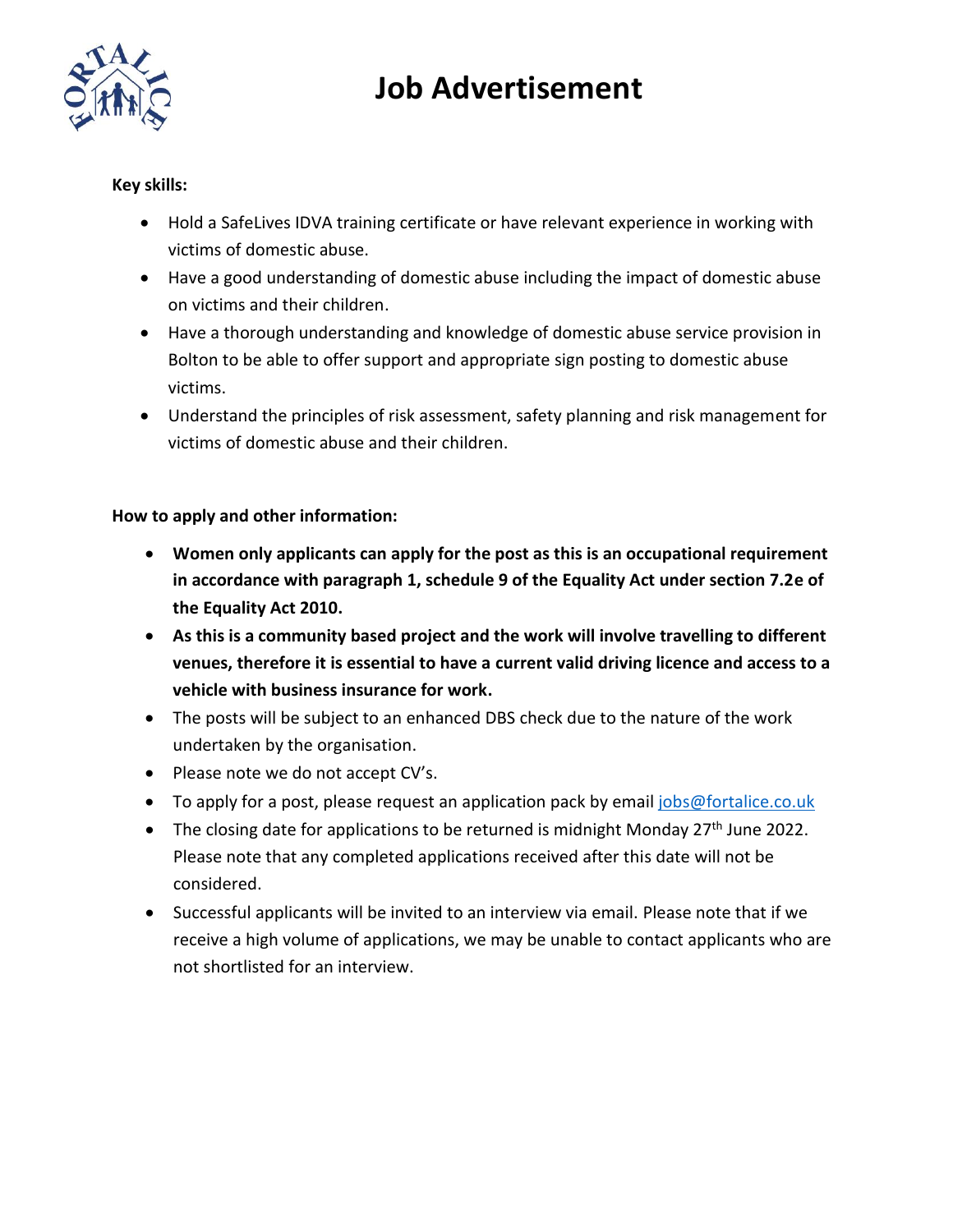# Job Advertisement

**Key skills:**

- Hold a SafeLives IDVA training certificate or have relevant experience in working with victims of domestic abuse.
- Have a good understanding of domestic abuse including the impact of domestic abuse on victims and their children.
- Have a thorough understanding and knowledge of domestic abuse service provision in Bolton to be able to offer support and appropriate sign posting to domestic abuse victims.
- Understand the principles of risk assessment, safety planning and risk management for victims of domestic abuse and their children.

**How to apply and other information:**

- **Women only applicants can apply for the post as this is an occupational requirement in accordance with paragraph 1, schedule 9 of the Equality Act under section 7.2e of the Equality Act 2010.**
- **As this is a community based project and the work will involve travelling to different venues, therefore it is essential to have a current valid driving licence and access to a vehicle with business insurance for work.**
- The posts will be subject to an enhanced DBS check due to the nature of the work undertaken by the organisation.
- Please note we do not accept CV's.
- To apply for a post, please request an application pack by email jobs@fortalice.co.uk
- The closing date for applications to be returned is midnight Monday 27th June 2022. Please note that any completed applications received after this date will not be considered.
- Successful applicants will be invited to an interview via email. Please note that if we receive a high volume of applications, we may be unable to contact applicants who are not shortlisted for an interview.